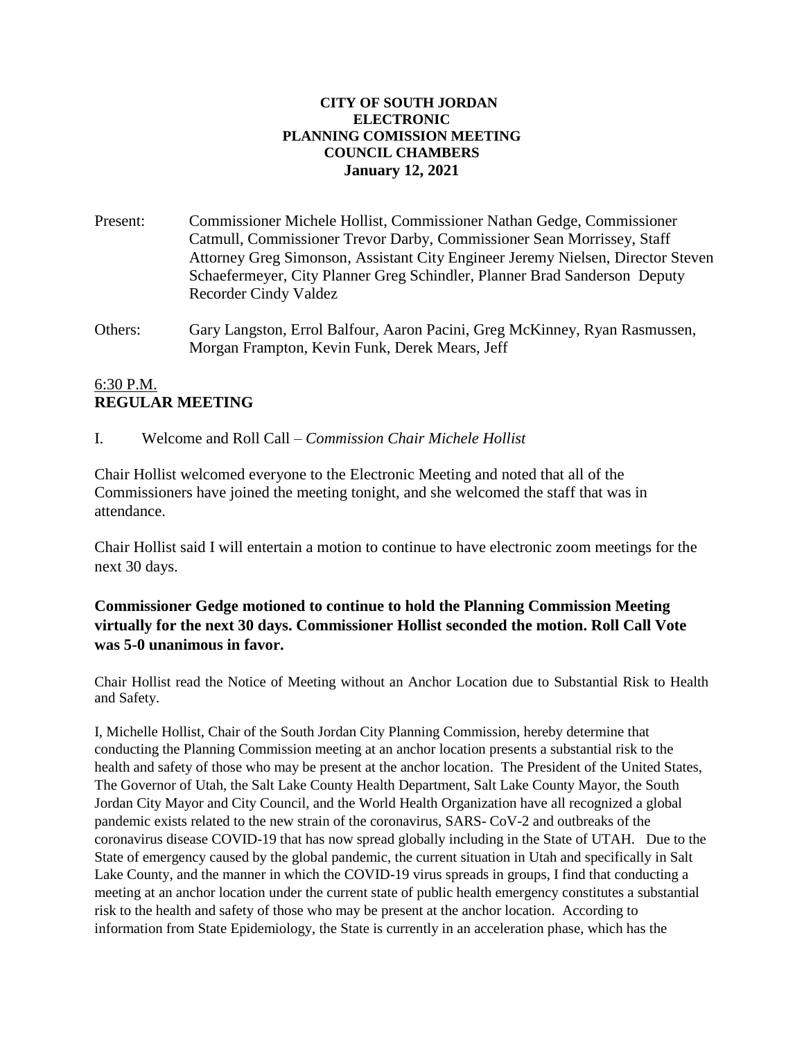**CITY OF SOUTH JORDAN**
**ELECTRONIC**
**PLANNING COMISSION MEETING**
**COUNCIL CHAMBERS**
**January 12, 2021**

Present: Commissioner Michele Hollist, Commissioner Nathan Gedge, Commissioner Catmull, Commissioner Trevor Darby, Commissioner Sean Morrissey, Staff Attorney Greg Simonson, Assistant City Engineer Jeremy Nielsen, Director Steven Schaefermeyer, City Planner Greg Schindler, Planner Brad Sanderson Deputy Recorder Cindy Valdez

Others: Gary Langston, Errol Balfour, Aaron Pacini, Greg McKinney, Ryan Rasmussen, Morgan Frampton, Kevin Funk, Derek Mears, Jeff

6:30 P.M.
**REGULAR MEETING**

I. Welcome and Roll Call – *Commission Chair Michele Hollist*

Chair Hollist welcomed everyone to the Electronic Meeting and noted that all of the Commissioners have joined the meeting tonight, and she welcomed the staff that was in attendance.

Chair Hollist said I will entertain a motion to continue to have electronic zoom meetings for the next 30 days.

**Commissioner Gedge motioned to continue to hold the Planning Commission Meeting virtually for the next 30 days. Commissioner Hollist seconded the motion. Roll Call Vote was 5-0 unanimous in favor.**

Chair Hollist read the Notice of Meeting without an Anchor Location due to Substantial Risk to Health and Safety.

I, Michelle Hollist, Chair of the South Jordan City Planning Commission, hereby determine that conducting the Planning Commission meeting at an anchor location presents a substantial risk to the health and safety of those who may be present at the anchor location. The President of the United States, The Governor of Utah, the Salt Lake County Health Department, Salt Lake County Mayor, the South Jordan City Mayor and City Council, and the World Health Organization have all recognized a global pandemic exists related to the new strain of the coronavirus, SARS- CoV-2 and outbreaks of the coronavirus disease COVID-19 that has now spread globally including in the State of UTAH. Due to the State of emergency caused by the global pandemic, the current situation in Utah and specifically in Salt Lake County, and the manner in which the COVID-19 virus spreads in groups, I find that conducting a meeting at an anchor location under the current state of public health emergency constitutes a substantial risk to the health and safety of those who may be present at the anchor location. According to information from State Epidemiology, the State is currently in an acceleration phase, which has the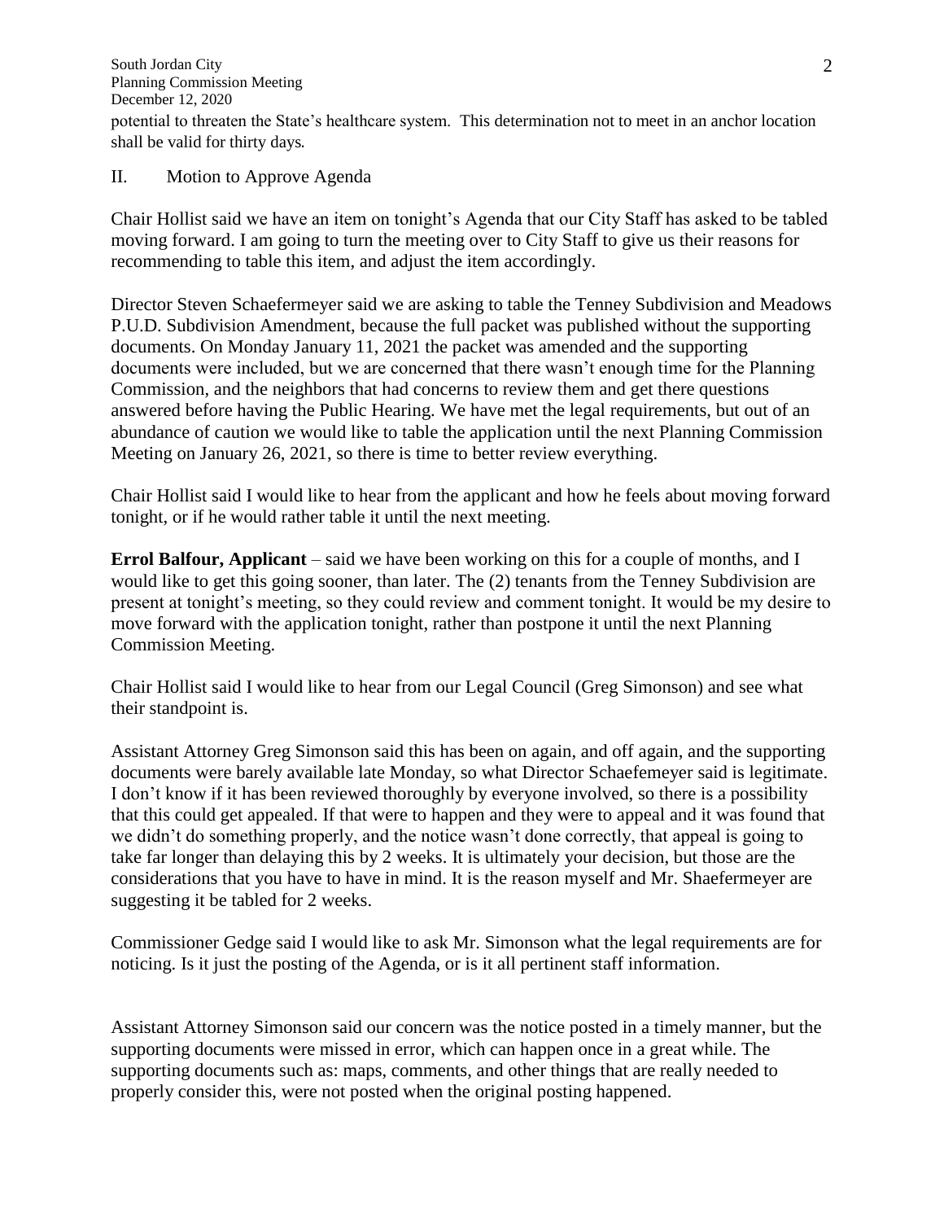potential to threaten the State's healthcare system. This determination not to meet in an anchor location shall be valid for thirty days.

II. Motion to Approve Agenda

Chair Hollist said we have an item on tonight's Agenda that our City Staff has asked to be tabled moving forward. I am going to turn the meeting over to City Staff to give us their reasons for recommending to table this item, and adjust the item accordingly.

Director Steven Schaefermeyer said we are asking to table the Tenney Subdivision and Meadows P.U.D. Subdivision Amendment, because the full packet was published without the supporting documents. On Monday January 11, 2021 the packet was amended and the supporting documents were included, but we are concerned that there wasn't enough time for the Planning Commission, and the neighbors that had concerns to review them and get there questions answered before having the Public Hearing. We have met the legal requirements, but out of an abundance of caution we would like to table the application until the next Planning Commission Meeting on January 26, 2021, so there is time to better review everything.

Chair Hollist said I would like to hear from the applicant and how he feels about moving forward tonight, or if he would rather table it until the next meeting.

**Errol Balfour, Applicant** – said we have been working on this for a couple of months, and I would like to get this going sooner, than later. The (2) tenants from the Tenney Subdivision are present at tonight's meeting, so they could review and comment tonight. It would be my desire to move forward with the application tonight, rather than postpone it until the next Planning Commission Meeting.

Chair Hollist said I would like to hear from our Legal Council (Greg Simonson) and see what their standpoint is.

Assistant Attorney Greg Simonson said this has been on again, and off again, and the supporting documents were barely available late Monday, so what Director Schaefemeyer said is legitimate. I don't know if it has been reviewed thoroughly by everyone involved, so there is a possibility that this could get appealed. If that were to happen and they were to appeal and it was found that we didn't do something properly, and the notice wasn't done correctly, that appeal is going to take far longer than delaying this by 2 weeks. It is ultimately your decision, but those are the considerations that you have to have in mind. It is the reason myself and Mr. Shaefermeyer are suggesting it be tabled for 2 weeks.

Commissioner Gedge said I would like to ask Mr. Simonson what the legal requirements are for noticing. Is it just the posting of the Agenda, or is it all pertinent staff information.

Assistant Attorney Simonson said our concern was the notice posted in a timely manner, but the supporting documents were missed in error, which can happen once in a great while. The supporting documents such as: maps, comments, and other things that are really needed to properly consider this, were not posted when the original posting happened.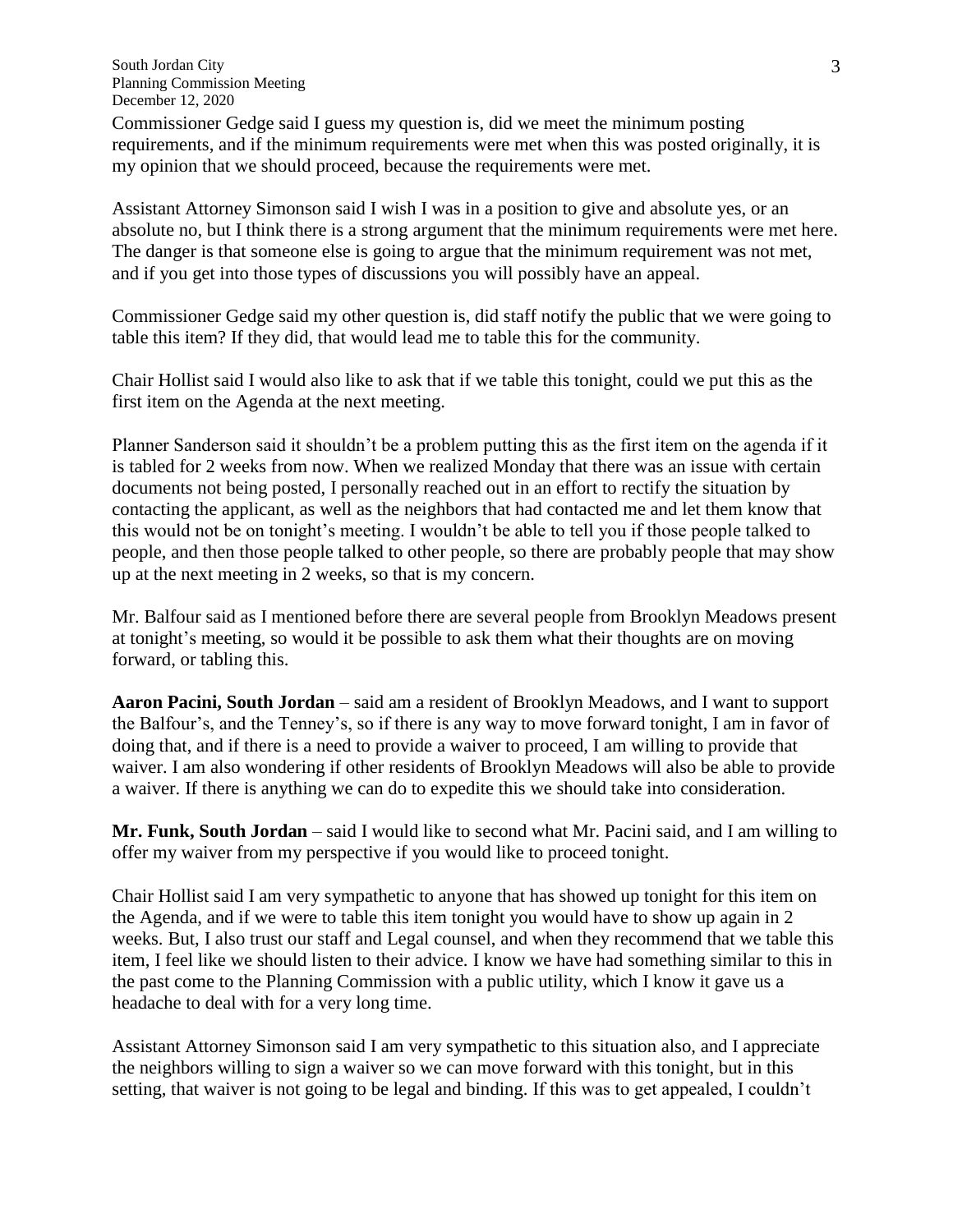Commissioner Gedge said I guess my question is, did we meet the minimum posting requirements, and if the minimum requirements were met when this was posted originally, it is my opinion that we should proceed, because the requirements were met.

Assistant Attorney Simonson said I wish I was in a position to give and absolute yes, or an absolute no, but I think there is a strong argument that the minimum requirements were met here. The danger is that someone else is going to argue that the minimum requirement was not met, and if you get into those types of discussions you will possibly have an appeal.

Commissioner Gedge said my other question is, did staff notify the public that we were going to table this item? If they did, that would lead me to table this for the community.

Chair Hollist said I would also like to ask that if we table this tonight, could we put this as the first item on the Agenda at the next meeting.

Planner Sanderson said it shouldn't be a problem putting this as the first item on the agenda if it is tabled for 2 weeks from now. When we realized Monday that there was an issue with certain documents not being posted, I personally reached out in an effort to rectify the situation by contacting the applicant, as well as the neighbors that had contacted me and let them know that this would not be on tonight's meeting. I wouldn't be able to tell you if those people talked to people, and then those people talked to other people, so there are probably people that may show up at the next meeting in 2 weeks, so that is my concern.

Mr. Balfour said as I mentioned before there are several people from Brooklyn Meadows present at tonight's meeting, so would it be possible to ask them what their thoughts are on moving forward, or tabling this.

**Aaron Pacini, South Jordan** – said am a resident of Brooklyn Meadows, and I want to support the Balfour's, and the Tenney's, so if there is any way to move forward tonight, I am in favor of doing that, and if there is a need to provide a waiver to proceed, I am willing to provide that waiver. I am also wondering if other residents of Brooklyn Meadows will also be able to provide a waiver. If there is anything we can do to expedite this we should take into consideration.

**Mr. Funk, South Jordan** – said I would like to second what Mr. Pacini said, and I am willing to offer my waiver from my perspective if you would like to proceed tonight.

Chair Hollist said I am very sympathetic to anyone that has showed up tonight for this item on the Agenda, and if we were to table this item tonight you would have to show up again in 2 weeks. But, I also trust our staff and Legal counsel, and when they recommend that we table this item, I feel like we should listen to their advice. I know we have had something similar to this in the past come to the Planning Commission with a public utility, which I know it gave us a headache to deal with for a very long time.

Assistant Attorney Simonson said I am very sympathetic to this situation also, and I appreciate the neighbors willing to sign a waiver so we can move forward with this tonight, but in this setting, that waiver is not going to be legal and binding. If this was to get appealed, I couldn't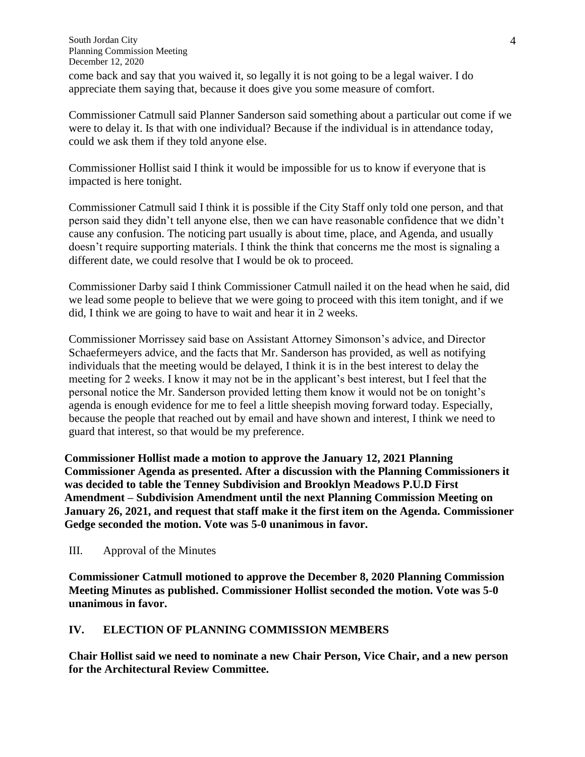come back and say that you waived it, so legally it is not going to be a legal waiver. I do appreciate them saying that, because it does give you some measure of comfort.

Commissioner Catmull said Planner Sanderson said something about a particular out come if we were to delay it. Is that with one individual? Because if the individual is in attendance today, could we ask them if they told anyone else.

Commissioner Hollist said I think it would be impossible for us to know if everyone that is impacted is here tonight.

Commissioner Catmull said I think it is possible if the City Staff only told one person, and that person said they didn't tell anyone else, then we can have reasonable confidence that we didn't cause any confusion. The noticing part usually is about time, place, and Agenda, and usually doesn't require supporting materials. I think the think that concerns me the most is signaling a different date, we could resolve that I would be ok to proceed.

Commissioner Darby said I think Commissioner Catmull nailed it on the head when he said, did we lead some people to believe that we were going to proceed with this item tonight, and if we did, I think we are going to have to wait and hear it in 2 weeks.

Commissioner Morrissey said base on Assistant Attorney Simonson's advice, and Director Schaefermeyers advice, and the facts that Mr. Sanderson has provided, as well as notifying individuals that the meeting would be delayed, I think it is in the best interest to delay the meeting for 2 weeks. I know it may not be in the applicant's best interest, but I feel that the personal notice the Mr. Sanderson provided letting them know it would not be on tonight's agenda is enough evidence for me to feel a little sheepish moving forward today. Especially, because the people that reached out by email and have shown and interest, I think we need to guard that interest, so that would be my preference.

**Commissioner Hollist made a motion to approve the January 12, 2021 Planning Commissioner Agenda as presented. After a discussion with the Planning Commissioners it was decided to table the Tenney Subdivision and Brooklyn Meadows P.U.D First Amendment – Subdivision Amendment until the next Planning Commission Meeting on January 26, 2021, and request that staff make it the first item on the Agenda. Commissioner Gedge seconded the motion. Vote was 5-0 unanimous in favor.**

III. Approval of the Minutes

**Commissioner Catmull motioned to approve the December 8, 2020 Planning Commission Meeting Minutes as published. Commissioner Hollist seconded the motion. Vote was 5-0 unanimous in favor.**

## IV. ELECTION OF PLANNING COMMISSION MEMBERS

**Chair Hollist said we need to nominate a new Chair Person, Vice Chair, and a new person for the Architectural Review Committee.**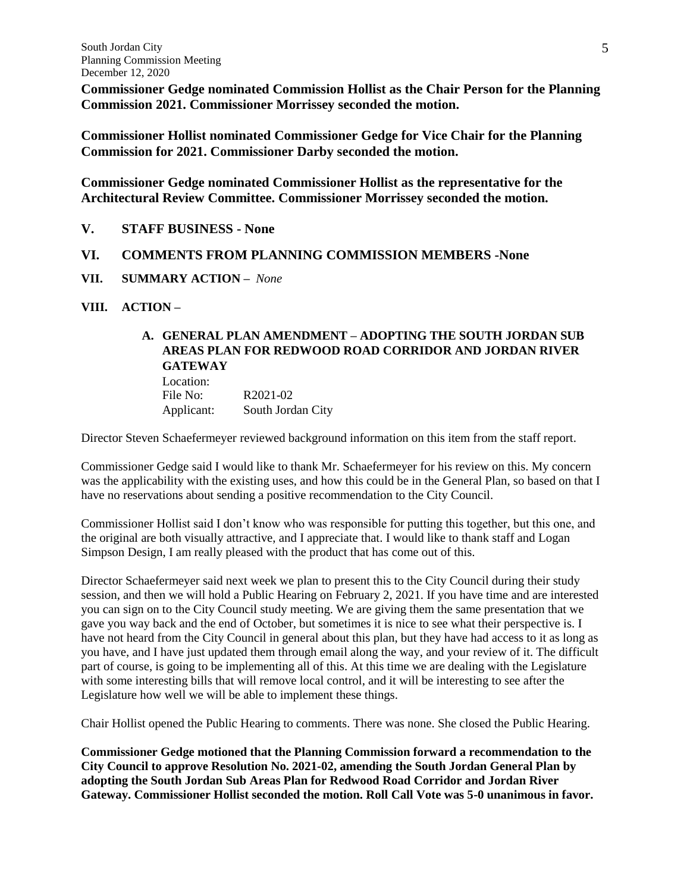**Commissioner Gedge nominated Commission Hollist as the Chair Person for the Planning Commission 2021. Commissioner Morrissey seconded the motion.**

**Commissioner Hollist nominated Commissioner Gedge for Vice Chair for the Planning Commission for 2021. Commissioner Darby seconded the motion.**

**Commissioner Gedge nominated Commissioner Hollist as the representative for the Architectural Review Committee. Commissioner Morrissey seconded the motion.**

## V. STAFF BUSINESS - None

## VI. COMMENTS FROM PLANNING COMMISSION MEMBERS -None

## VII. SUMMARY ACTION – *None*

## VIII. ACTION –

### A. GENERAL PLAN AMENDMENT – ADOPTING THE SOUTH JORDAN SUB AREAS PLAN FOR REDWOOD ROAD CORRIDOR AND JORDAN RIVER GATEWAY

Location:
File No: R2021-02
Applicant: South Jordan City

Director Steven Schaefermeyer reviewed background information on this item from the staff report.

Commissioner Gedge said I would like to thank Mr. Schaefermeyer for his review on this. My concern was the applicability with the existing uses, and how this could be in the General Plan, so based on that I have no reservations about sending a positive recommendation to the City Council.

Commissioner Hollist said I don't know who was responsible for putting this together, but this one, and the original are both visually attractive, and I appreciate that. I would like to thank staff and Logan Simpson Design, I am really pleased with the product that has come out of this.

Director Schaefermeyer said next week we plan to present this to the City Council during their study session, and then we will hold a Public Hearing on February 2, 2021. If you have time and are interested you can sign on to the City Council study meeting. We are giving them the same presentation that we gave you way back and the end of October, but sometimes it is nice to see what their perspective is. I have not heard from the City Council in general about this plan, but they have had access to it as long as you have, and I have just updated them through email along the way, and your review of it. The difficult part of course, is going to be implementing all of this. At this time we are dealing with the Legislature with some interesting bills that will remove local control, and it will be interesting to see after the Legislature how well we will be able to implement these things.

Chair Hollist opened the Public Hearing to comments. There was none. She closed the Public Hearing.

**Commissioner Gedge motioned that the Planning Commission forward a recommendation to the City Council to approve Resolution No. 2021-02, amending the South Jordan General Plan by adopting the South Jordan Sub Areas Plan for Redwood Road Corridor and Jordan River Gateway. Commissioner Hollist seconded the motion. Roll Call Vote was 5-0 unanimous in favor.**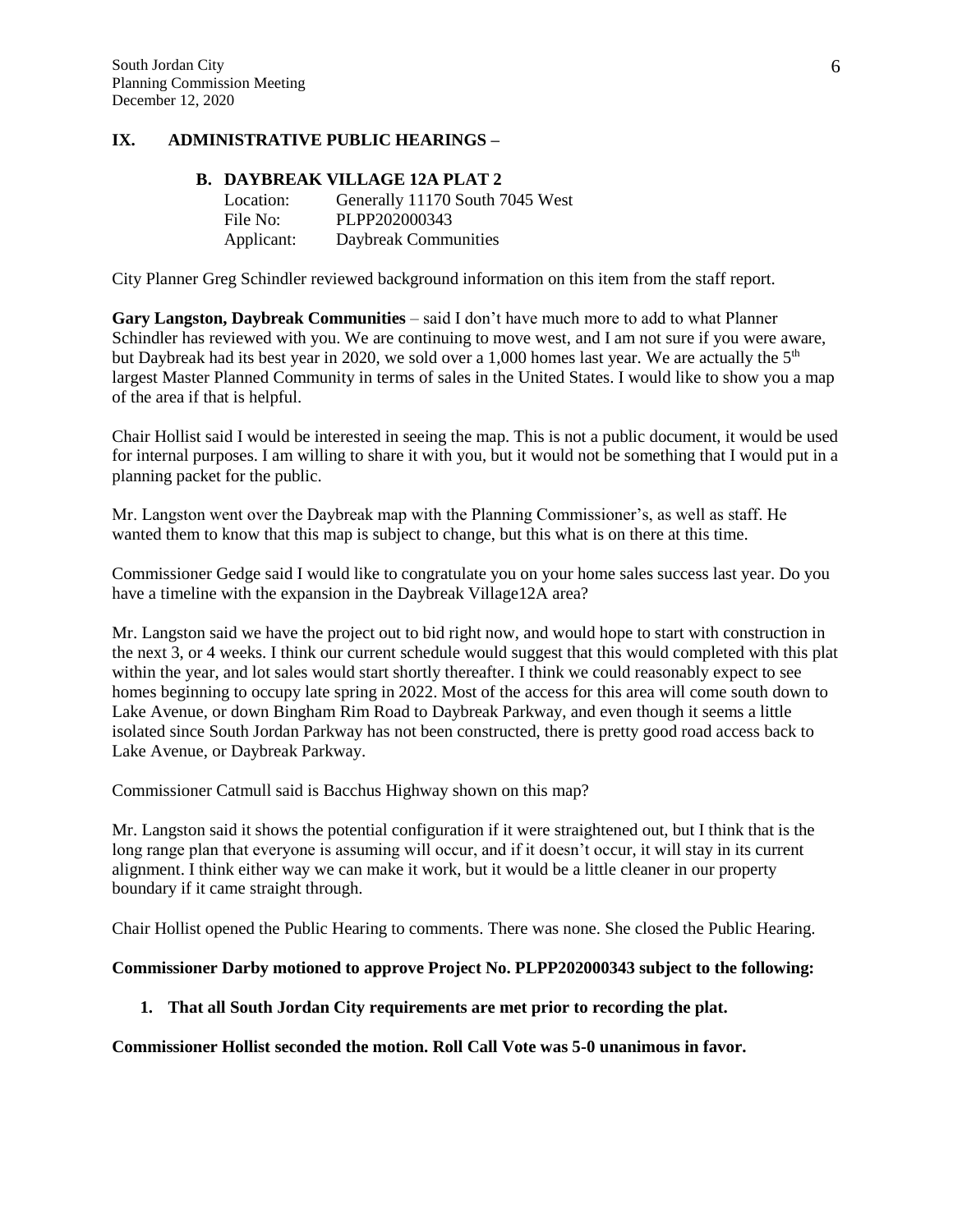## IX. ADMINISTRATIVE PUBLIC HEARINGS –

### B. DAYBREAK VILLAGE 12A PLAT 2

Location: Generally 11170 South 7045 West
File No: PLPP202000343
Applicant: Daybreak Communities

City Planner Greg Schindler reviewed background information on this item from the staff report.

**Gary Langston, Daybreak Communities** – said I don't have much more to add to what Planner Schindler has reviewed with you. We are continuing to move west, and I am not sure if you were aware, but Daybreak had its best year in 2020, we sold over a 1,000 homes last year. We are actually the 5th largest Master Planned Community in terms of sales in the United States. I would like to show you a map of the area if that is helpful.

Chair Hollist said I would be interested in seeing the map. This is not a public document, it would be used for internal purposes. I am willing to share it with you, but it would not be something that I would put in a planning packet for the public.

Mr. Langston went over the Daybreak map with the Planning Commissioner's, as well as staff. He wanted them to know that this map is subject to change, but this what is on there at this time.

Commissioner Gedge said I would like to congratulate you on your home sales success last year. Do you have a timeline with the expansion in the Daybreak Village12A area?

Mr. Langston said we have the project out to bid right now, and would hope to start with construction in the next 3, or 4 weeks. I think our current schedule would suggest that this would completed with this plat within the year, and lot sales would start shortly thereafter. I think we could reasonably expect to see homes beginning to occupy late spring in 2022. Most of the access for this area will come south down to Lake Avenue, or down Bingham Rim Road to Daybreak Parkway, and even though it seems a little isolated since South Jordan Parkway has not been constructed, there is pretty good road access back to Lake Avenue, or Daybreak Parkway.

Commissioner Catmull said is Bacchus Highway shown on this map?

Mr. Langston said it shows the potential configuration if it were straightened out, but I think that is the long range plan that everyone is assuming will occur, and if it doesn't occur, it will stay in its current alignment. I think either way we can make it work, but it would be a little cleaner in our property boundary if it came straight through.

Chair Hollist opened the Public Hearing to comments. There was none. She closed the Public Hearing.

**Commissioner Darby motioned to approve Project No. PLPP202000343 subject to the following:**

1. **That all South Jordan City requirements are met prior to recording the plat.**

**Commissioner Hollist seconded the motion. Roll Call Vote was 5-0 unanimous in favor.**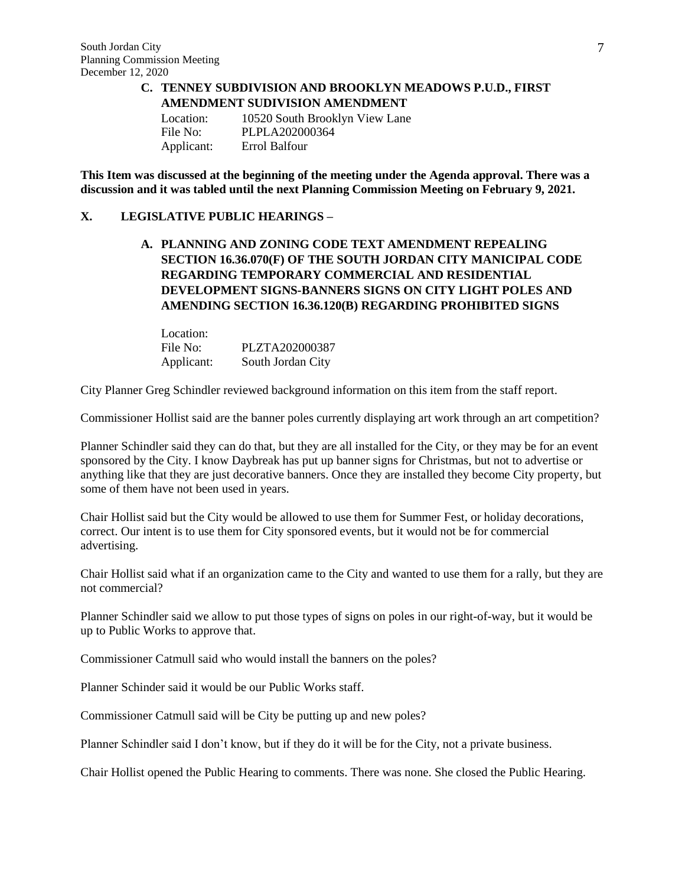**C. TENNEY SUBDIVISION AND BROOKLYN MEADOWS P.U.D., FIRST AMENDMENT SUDIVISION AMENDMENT**

Location: 10520 South Brooklyn View Lane
File No: PLPLA202000364
Applicant: Errol Balfour

**This Item was discussed at the beginning of the meeting under the Agenda approval. There was a discussion and it was tabled until the next Planning Commission Meeting on February 9, 2021.**

## X. LEGISLATIVE PUBLIC HEARINGS –

**A. PLANNING AND ZONING CODE TEXT AMENDMENT REPEALING SECTION 16.36.070(F) OF THE SOUTH JORDAN CITY MANICIPAL CODE REGARDING TEMPORARY COMMERCIAL AND RESIDENTIAL DEVELOPMENT SIGNS-BANNERS SIGNS ON CITY LIGHT POLES AND AMENDING SECTION 16.36.120(B) REGARDING PROHIBITED SIGNS**

Location:
File No: PLZTA202000387
Applicant: South Jordan City

City Planner Greg Schindler reviewed background information on this item from the staff report.

Commissioner Hollist said are the banner poles currently displaying art work through an art competition?

Planner Schindler said they can do that, but they are all installed for the City, or they may be for an event sponsored by the City. I know Daybreak has put up banner signs for Christmas, but not to advertise or anything like that they are just decorative banners. Once they are installed they become City property, but some of them have not been used in years.

Chair Hollist said but the City would be allowed to use them for Summer Fest, or holiday decorations, correct. Our intent is to use them for City sponsored events, but it would not be for commercial advertising.

Chair Hollist said what if an organization came to the City and wanted to use them for a rally, but they are not commercial?

Planner Schindler said we allow to put those types of signs on poles in our right-of-way, but it would be up to Public Works to approve that.

Commissioner Catmull said who would install the banners on the poles?

Planner Schinder said it would be our Public Works staff.

Commissioner Catmull said will be City be putting up and new poles?

Planner Schindler said I don't know, but if they do it will be for the City, not a private business.

Chair Hollist opened the Public Hearing to comments. There was none. She closed the Public Hearing.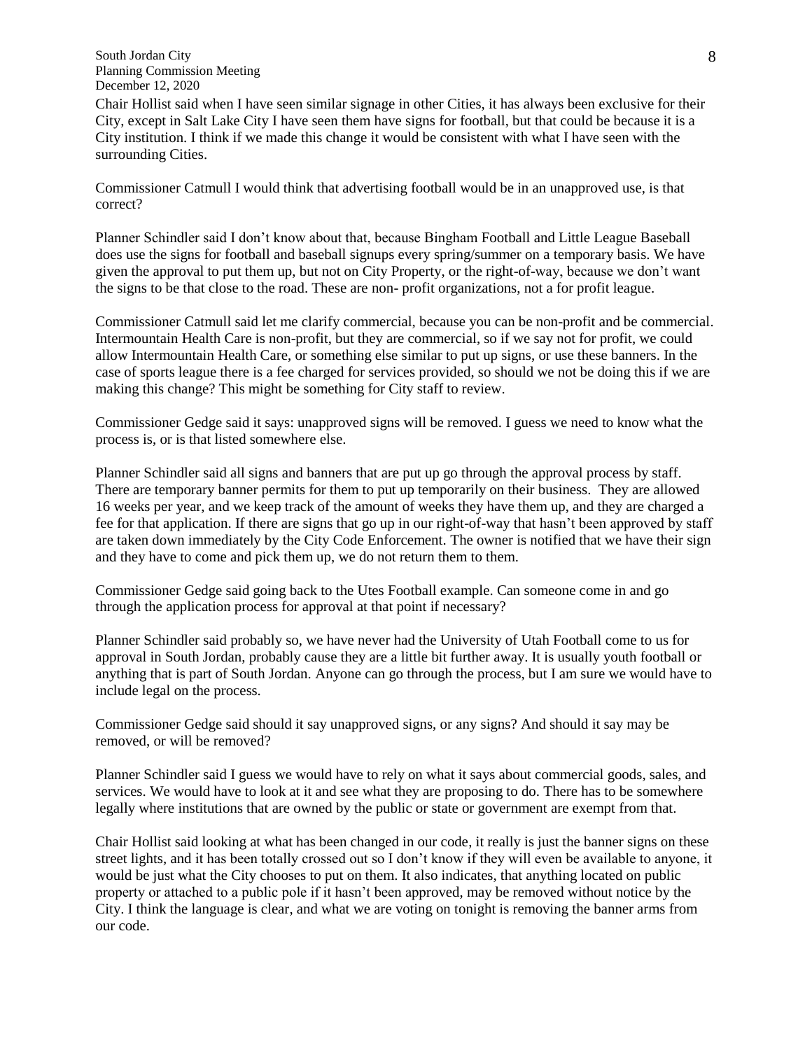Chair Hollist said when I have seen similar signage in other Cities, it has always been exclusive for their City, except in Salt Lake City I have seen them have signs for football, but that could be because it is a City institution. I think if we made this change it would be consistent with what I have seen with the surrounding Cities.

Commissioner Catmull I would think that advertising football would be in an unapproved use, is that correct?

Planner Schindler said I don't know about that, because Bingham Football and Little League Baseball does use the signs for football and baseball signups every spring/summer on a temporary basis. We have given the approval to put them up, but not on City Property, or the right-of-way, because we don't want the signs to be that close to the road. These are non- profit organizations, not a for profit league.

Commissioner Catmull said let me clarify commercial, because you can be non-profit and be commercial. Intermountain Health Care is non-profit, but they are commercial, so if we say not for profit, we could allow Intermountain Health Care, or something else similar to put up signs, or use these banners. In the case of sports league there is a fee charged for services provided, so should we not be doing this if we are making this change? This might be something for City staff to review.

Commissioner Gedge said it says: unapproved signs will be removed. I guess we need to know what the process is, or is that listed somewhere else.

Planner Schindler said all signs and banners that are put up go through the approval process by staff. There are temporary banner permits for them to put up temporarily on their business. They are allowed 16 weeks per year, and we keep track of the amount of weeks they have them up, and they are charged a fee for that application. If there are signs that go up in our right-of-way that hasn't been approved by staff are taken down immediately by the City Code Enforcement. The owner is notified that we have their sign and they have to come and pick them up, we do not return them to them.

Commissioner Gedge said going back to the Utes Football example. Can someone come in and go through the application process for approval at that point if necessary?

Planner Schindler said probably so, we have never had the University of Utah Football come to us for approval in South Jordan, probably cause they are a little bit further away. It is usually youth football or anything that is part of South Jordan. Anyone can go through the process, but I am sure we would have to include legal on the process.

Commissioner Gedge said should it say unapproved signs, or any signs? And should it say may be removed, or will be removed?

Planner Schindler said I guess we would have to rely on what it says about commercial goods, sales, and services. We would have to look at it and see what they are proposing to do. There has to be somewhere legally where institutions that are owned by the public or state or government are exempt from that.

Chair Hollist said looking at what has been changed in our code, it really is just the banner signs on these street lights, and it has been totally crossed out so I don't know if they will even be available to anyone, it would be just what the City chooses to put on them. It also indicates, that anything located on public property or attached to a public pole if it hasn't been approved, may be removed without notice by the City. I think the language is clear, and what we are voting on tonight is removing the banner arms from our code.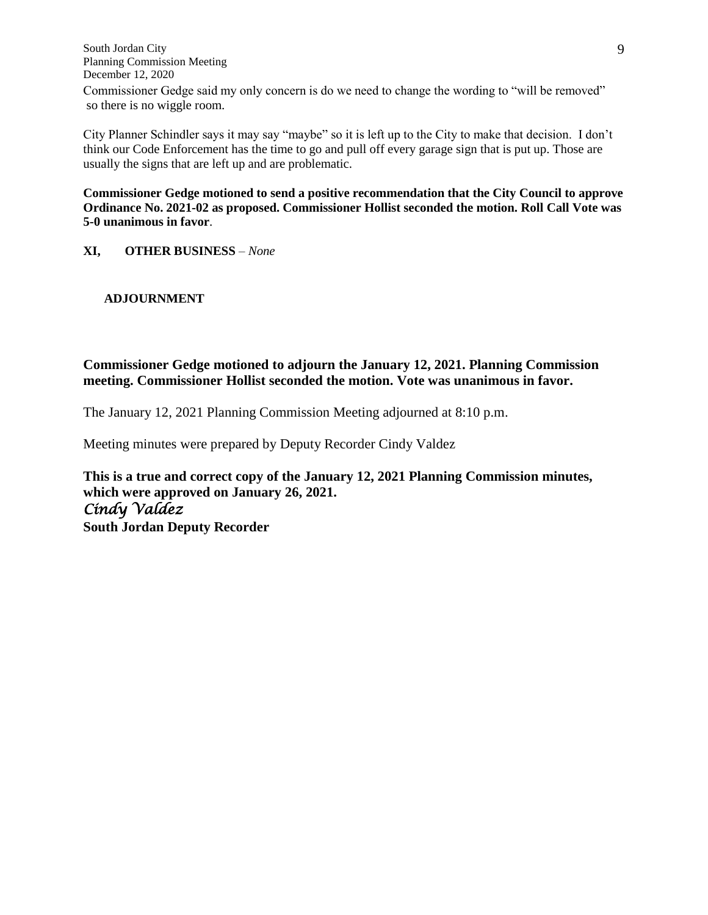Commissioner Gedge said my only concern is do we need to change the wording to "will be removed" so there is no wiggle room.

City Planner Schindler says it may say "maybe" so it is left up to the City to make that decision. I don't think our Code Enforcement has the time to go and pull off every garage sign that is put up. Those are usually the signs that are left up and are problematic.

**Commissioner Gedge motioned to send a positive recommendation that the City Council to approve Ordinance No. 2021-02 as proposed. Commissioner Hollist seconded the motion. Roll Call Vote was 5-0 unanimous in favor**.

**XI, OTHER BUSINESS** – *None*

**ADJOURNMENT**

**Commissioner Gedge motioned to adjourn the January 12, 2021. Planning Commission meeting. Commissioner Hollist seconded the motion. Vote was unanimous in favor.**

The January 12, 2021 Planning Commission Meeting adjourned at 8:10 p.m.

Meeting minutes were prepared by Deputy Recorder Cindy Valdez

**This is a true and correct copy of the January 12, 2021 Planning Commission minutes, which were approved on January 26, 2021.**

*Cindy Valdez*

**South Jordan Deputy Recorder**